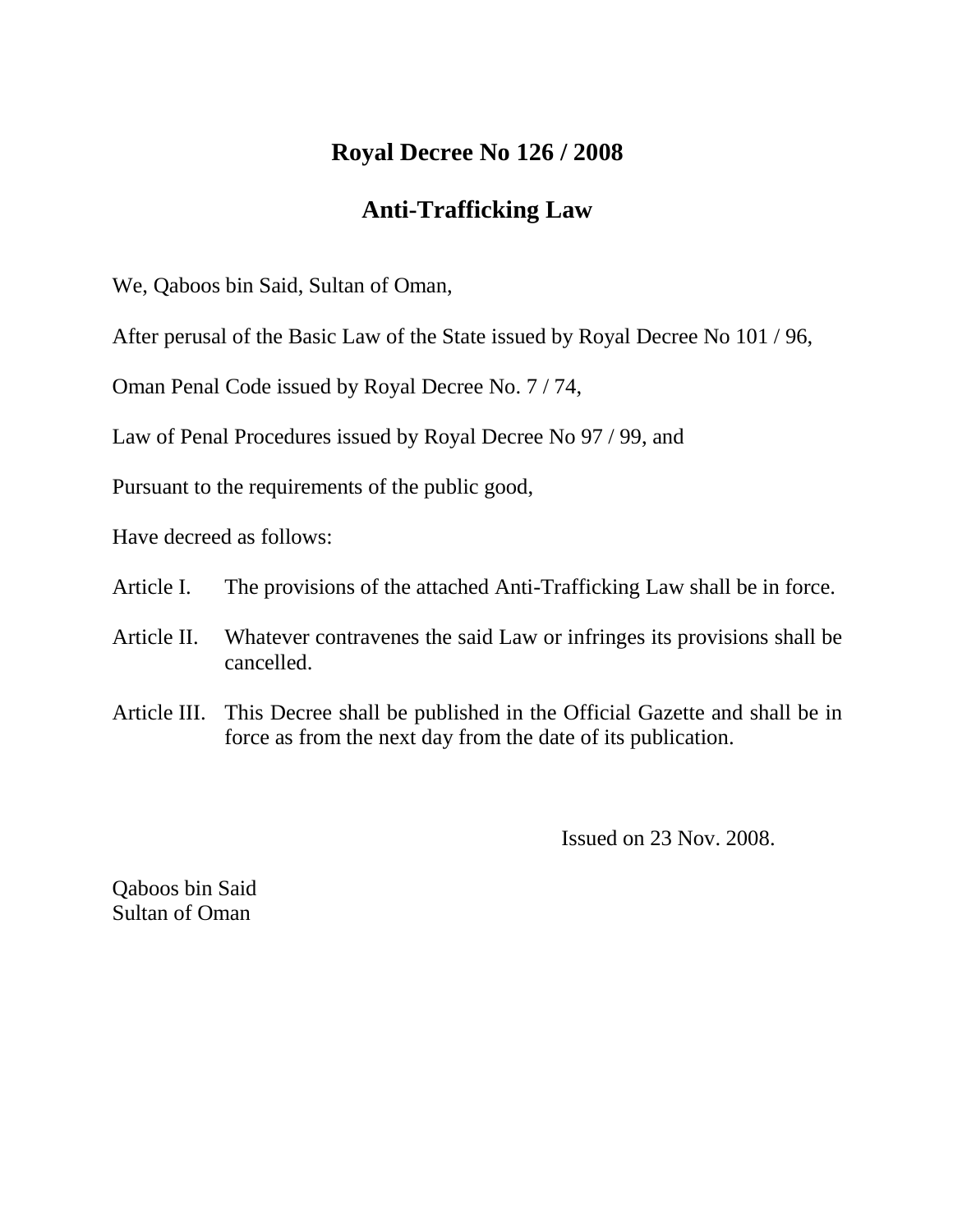# Royal Decree No 126 / 2008

## Anti-Trafficking Law

We, Qaboos bin Said, Sultan of Oman,

After perusal of the Basic Law of the State issued by Royal Decree No 101 / 96,

Oman Penal Code issued by Royal Decree No. 7 / 74,

Law of Penal Procedures issued by Royal Decree No 97 / 99, and

Pursuant to the requirements of the public good,

Have decreed as follows:

Article I. The provisions of the attached Anti-Trafficking Law shall be in force.

Article II. Whatever contravenes the said Law or infringes its provisions shall be cancelled.

Article III. This Decree shall be published in the Official Gazette and shall be in force as from the next day from the date of its publication.

Issued on 23 Nov. 2008.

Qaboos bin Said
Sultan of Oman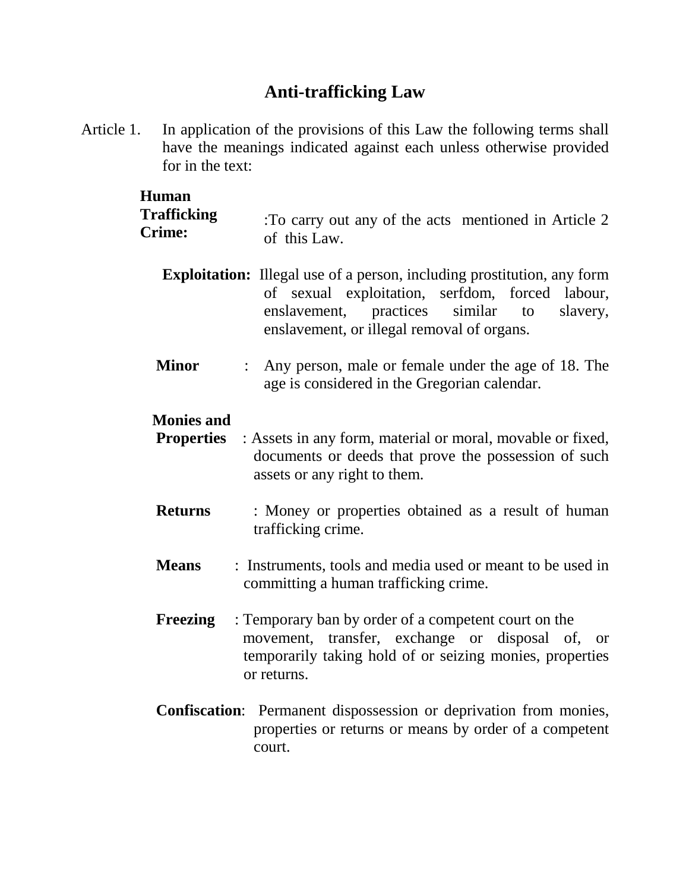# Anti-trafficking Law

Article 1. In application of the provisions of this Law the following terms shall have the meanings indicated against each unless otherwise provided for in the text:

**Human Trafficking Crime:** :To carry out any of the acts mentioned in Article 2 of this Law.

**Exploitation:** Illegal use of a person, including prostitution, any form of sexual exploitation, serfdom, forced labour, enslavement, practices similar to slavery, enslavement, or illegal removal of organs.

**Minor** : Any person, male or female under the age of 18. The age is considered in the Gregorian calendar.

**Monies and Properties** : Assets in any form, material or moral, movable or fixed, documents or deeds that prove the possession of such assets or any right to them.

**Returns** : Money or properties obtained as a result of human trafficking crime.

**Means** : Instruments, tools and media used or meant to be used in committing a human trafficking crime.

**Freezing** : Temporary ban by order of a competent court on the movement, transfer, exchange or disposal of, or temporarily taking hold of or seizing monies, properties or returns.

**Confiscation**: Permanent dispossession or deprivation from monies, properties or returns or means by order of a competent court.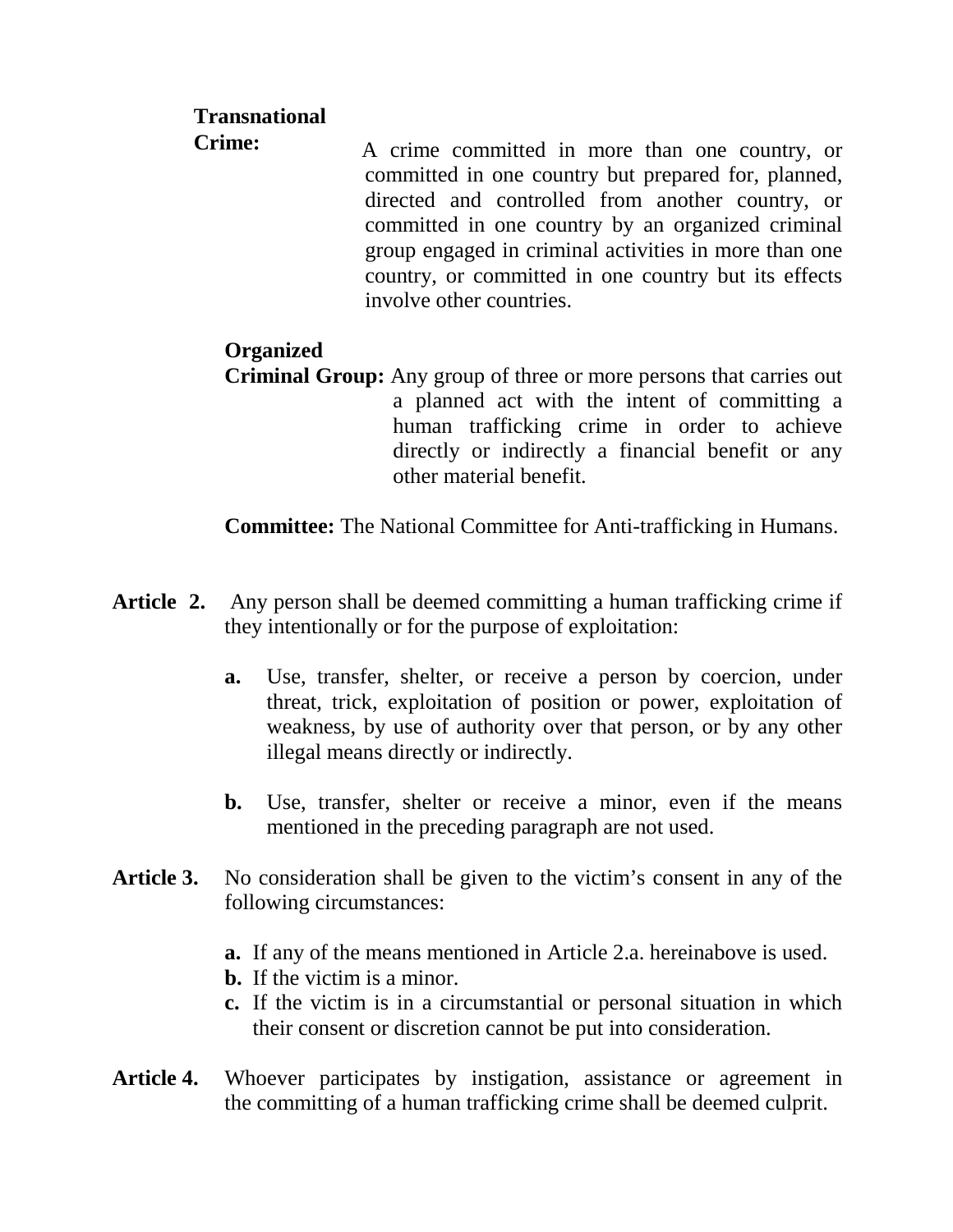**Transnational Crime:** A crime committed in more than one country, or committed in one country but prepared for, planned, directed and controlled from another country, or committed in one country by an organized criminal group engaged in criminal activities in more than one country, or committed in one country but its effects involve other countries.

**Organized Criminal Group:** Any group of three or more persons that carries out a planned act with the intent of committing a human trafficking crime in order to achieve directly or indirectly a financial benefit or any other material benefit.

**Committee:** The National Committee for Anti-trafficking in Humans.

**Article 2.** Any person shall be deemed committing a human trafficking crime if they intentionally or for the purpose of exploitation:

**a.** Use, transfer, shelter, or receive a person by coercion, under threat, trick, exploitation of position or power, exploitation of weakness, by use of authority over that person, or by any other illegal means directly or indirectly.

**b.** Use, transfer, shelter or receive a minor, even if the means mentioned in the preceding paragraph are not used.

**Article 3.** No consideration shall be given to the victim's consent in any of the following circumstances:

**a.** If any of the means mentioned in Article 2.a. hereinabove is used.
**b.** If the victim is a minor.
**c.** If the victim is in a circumstantial or personal situation in which their consent or discretion cannot be put into consideration.

**Article 4.** Whoever participates by instigation, assistance or agreement in the committing of a human trafficking crime shall be deemed culprit.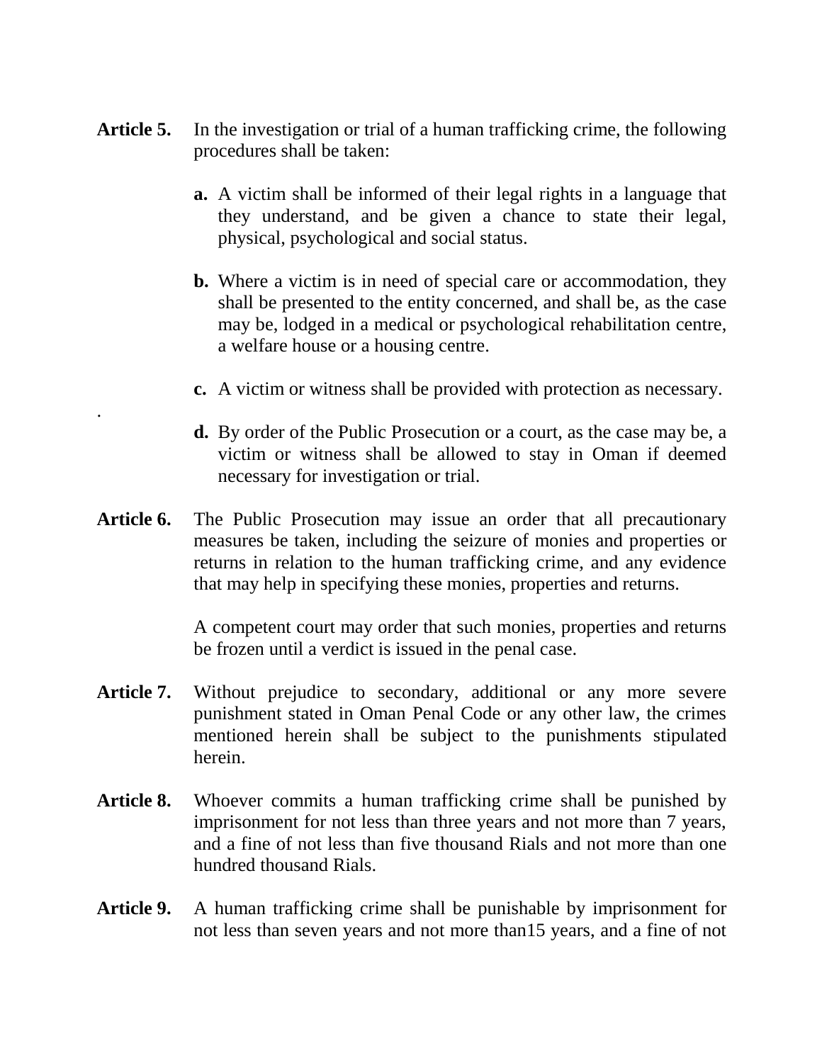**Article 5.** In the investigation or trial of a human trafficking crime, the following procedures shall be taken:

**a.** A victim shall be informed of their legal rights in a language that they understand, and be given a chance to state their legal, physical, psychological and social status.

**b.** Where a victim is in need of special care or accommodation, they shall be presented to the entity concerned, and shall be, as the case may be, lodged in a medical or psychological rehabilitation centre, a welfare house or a housing centre.

**c.** A victim or witness shall be provided with protection as necessary.

**d.** By order of the Public Prosecution or a court, as the case may be, a victim or witness shall be allowed to stay in Oman if deemed necessary for investigation or trial.

**Article 6.** The Public Prosecution may issue an order that all precautionary measures be taken, including the seizure of monies and properties or returns in relation to the human trafficking crime, and any evidence that may help in specifying these monies, properties and returns.

A competent court may order that such monies, properties and returns be frozen until a verdict is issued in the penal case.

**Article 7.** Without prejudice to secondary, additional or any more severe punishment stated in Oman Penal Code or any other law, the crimes mentioned herein shall be subject to the punishments stipulated herein.

**Article 8.** Whoever commits a human trafficking crime shall be punished by imprisonment for not less than three years and not more than 7 years, and a fine of not less than five thousand Rials and not more than one hundred thousand Rials.

**Article 9.** A human trafficking crime shall be punishable by imprisonment for not less than seven years and not more than15 years, and a fine of not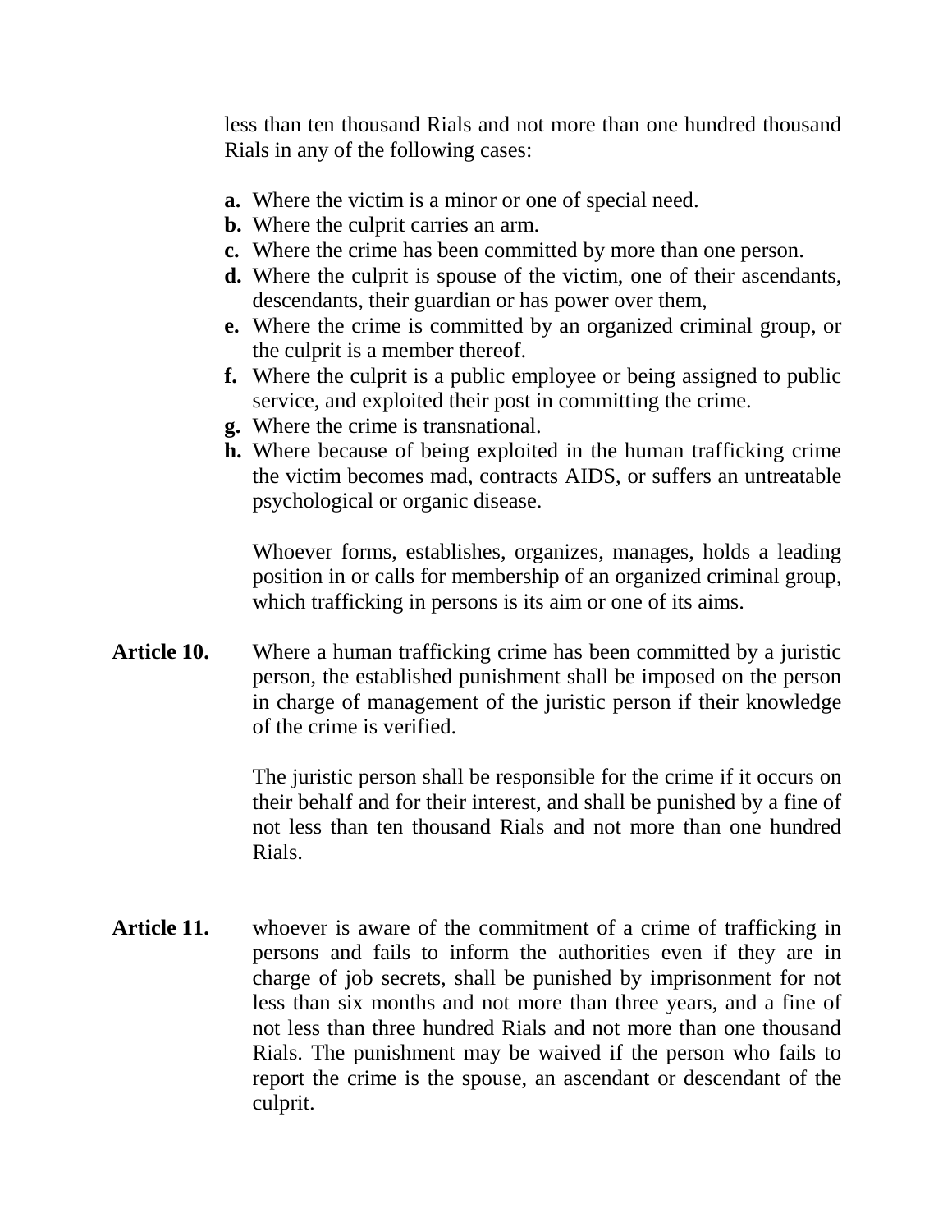less than ten thousand Rials and not more than one hundred thousand Rials in any of the following cases:

**a.** Where the victim is a minor or one of special need.
**b.** Where the culprit carries an arm.
**c.** Where the crime has been committed by more than one person.
**d.** Where the culprit is spouse of the victim, one of their ascendants, descendants, their guardian or has power over them,
**e.** Where the crime is committed by an organized criminal group, or the culprit is a member thereof.
**f.** Where the culprit is a public employee or being assigned to public service, and exploited their post in committing the crime.
**g.** Where the crime is transnational.
**h.** Where because of being exploited in the human trafficking crime the victim becomes mad, contracts AIDS, or suffers an untreatable psychological or organic disease.

Whoever forms, establishes, organizes, manages, holds a leading position in or calls for membership of an organized criminal group, which trafficking in persons is its aim or one of its aims.

**Article 10.** Where a human trafficking crime has been committed by a juristic person, the established punishment shall be imposed on the person in charge of management of the juristic person if their knowledge of the crime is verified.

The juristic person shall be responsible for the crime if it occurs on their behalf and for their interest, and shall be punished by a fine of not less than ten thousand Rials and not more than one hundred Rials.

**Article 11.** whoever is aware of the commitment of a crime of trafficking in persons and fails to inform the authorities even if they are in charge of job secrets, shall be punished by imprisonment for not less than six months and not more than three years, and a fine of not less than three hundred Rials and not more than one thousand Rials. The punishment may be waived if the person who fails to report the crime is the spouse, an ascendant or descendant of the culprit.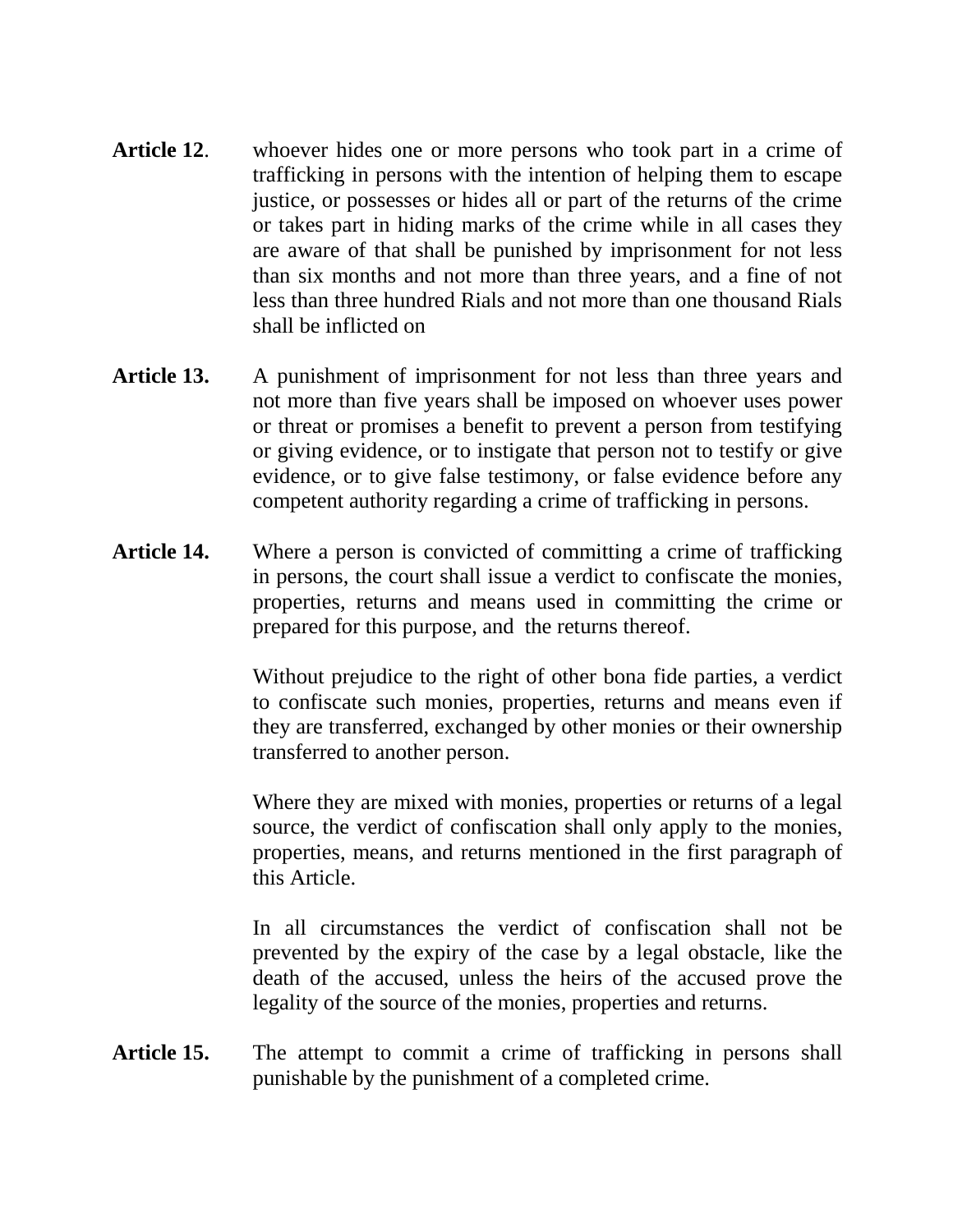**Article 12**. whoever hides one or more persons who took part in a crime of trafficking in persons with the intention of helping them to escape justice, or possesses or hides all or part of the returns of the crime or takes part in hiding marks of the crime while in all cases they are aware of that shall be punished by imprisonment for not less than six months and not more than three years, and a fine of not less than three hundred Rials and not more than one thousand Rials shall be inflicted on

**Article 13.** A punishment of imprisonment for not less than three years and not more than five years shall be imposed on whoever uses power or threat or promises a benefit to prevent a person from testifying or giving evidence, or to instigate that person not to testify or give evidence, or to give false testimony, or false evidence before any competent authority regarding a crime of trafficking in persons.

**Article 14.** Where a person is convicted of committing a crime of trafficking in persons, the court shall issue a verdict to confiscate the monies, properties, returns and means used in committing the crime or prepared for this purpose, and the returns thereof.

Without prejudice to the right of other bona fide parties, a verdict to confiscate such monies, properties, returns and means even if they are transferred, exchanged by other monies or their ownership transferred to another person.

Where they are mixed with monies, properties or returns of a legal source, the verdict of confiscation shall only apply to the monies, properties, means, and returns mentioned in the first paragraph of this Article.

In all circumstances the verdict of confiscation shall not be prevented by the expiry of the case by a legal obstacle, like the death of the accused, unless the heirs of the accused prove the legality of the source of the monies, properties and returns.

**Article 15.** The attempt to commit a crime of trafficking in persons shall punishable by the punishment of a completed crime.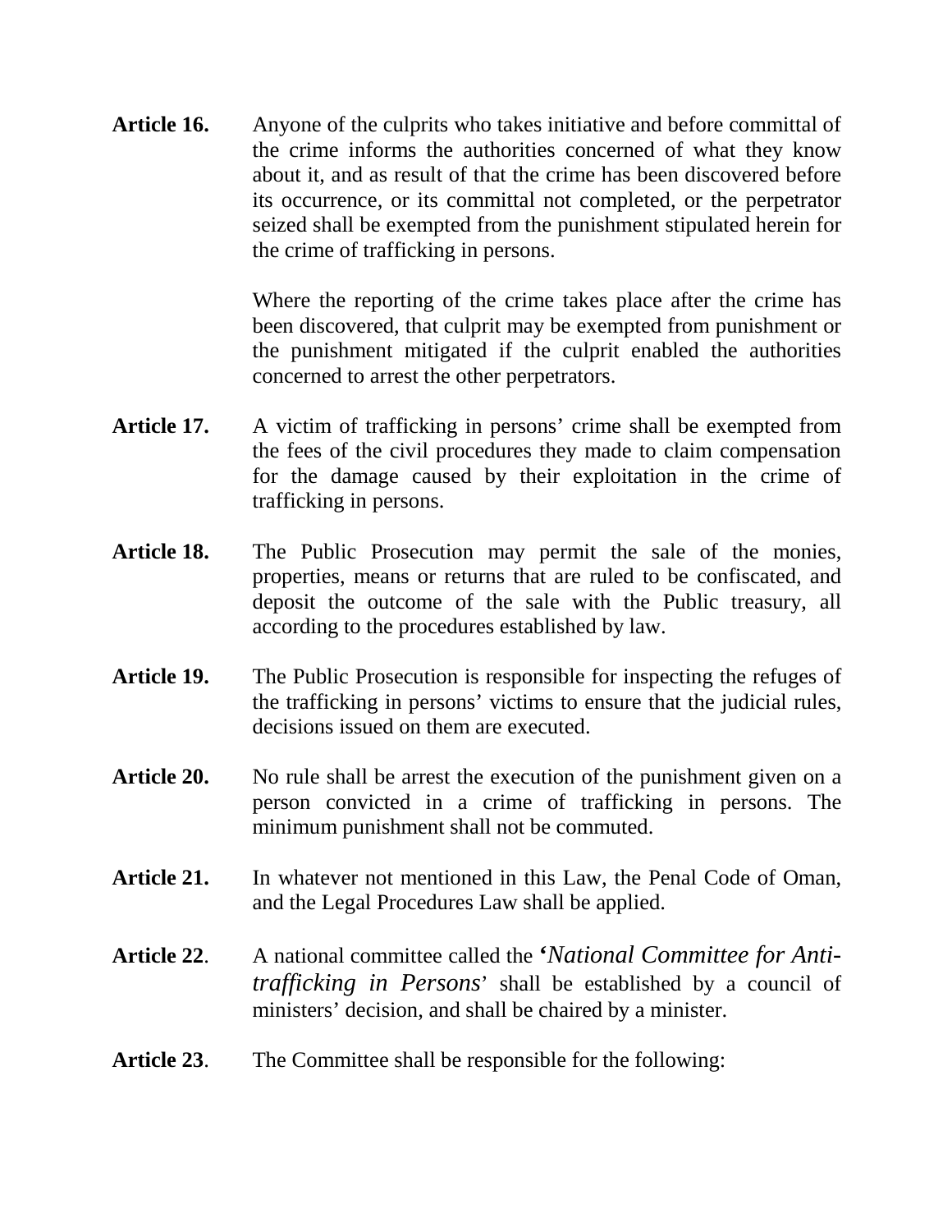**Article 16.** Anyone of the culprits who takes initiative and before committal of the crime informs the authorities concerned of what they know about it, and as result of that the crime has been discovered before its occurrence, or its committal not completed, or the perpetrator seized shall be exempted from the punishment stipulated herein for the crime of trafficking in persons.

Where the reporting of the crime takes place after the crime has been discovered, that culprit may be exempted from punishment or the punishment mitigated if the culprit enabled the authorities concerned to arrest the other perpetrators.

**Article 17.** A victim of trafficking in persons' crime shall be exempted from the fees of the civil procedures they made to claim compensation for the damage caused by their exploitation in the crime of trafficking in persons.

**Article 18.** The Public Prosecution may permit the sale of the monies, properties, means or returns that are ruled to be confiscated, and deposit the outcome of the sale with the Public treasury, all according to the procedures established by law.

**Article 19.** The Public Prosecution is responsible for inspecting the refuges of the trafficking in persons' victims to ensure that the judicial rules, decisions issued on them are executed.

**Article 20.** No rule shall be arrest the execution of the punishment given on a person convicted in a crime of trafficking in persons. The minimum punishment shall not be commuted.

**Article 21.** In whatever not mentioned in this Law, the Penal Code of Oman, and the Legal Procedures Law shall be applied.

**Article 22**. A national committee called the '*National Committee for Anti-trafficking in Persons*' shall be established by a council of ministers' decision, and shall be chaired by a minister.

**Article 23**. The Committee shall be responsible for the following: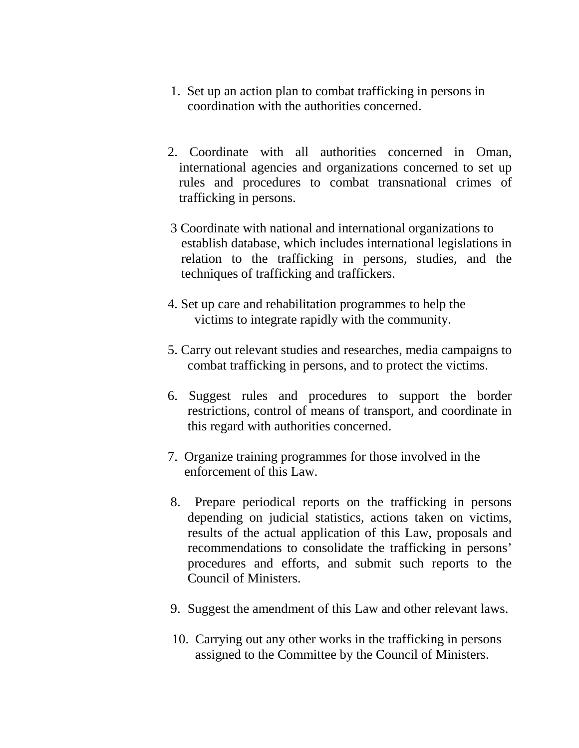1. Set up an action plan to combat trafficking in persons in coordination with the authorities concerned.

2. Coordinate with all authorities concerned in Oman, international agencies and organizations concerned to set up rules and procedures to combat transnational crimes of trafficking in persons.

3 Coordinate with national and international organizations to establish database, which includes international legislations in relation to the trafficking in persons, studies, and the techniques of trafficking and traffickers.

4. Set up care and rehabilitation programmes to help the victims to integrate rapidly with the community.

5. Carry out relevant studies and researches, media campaigns to combat trafficking in persons, and to protect the victims.

6. Suggest rules and procedures to support the border restrictions, control of means of transport, and coordinate in this regard with authorities concerned.

7. Organize training programmes for those involved in the enforcement of this Law.

8. Prepare periodical reports on the trafficking in persons depending on judicial statistics, actions taken on victims, results of the actual application of this Law, proposals and recommendations to consolidate the trafficking in persons' procedures and efforts, and submit such reports to the Council of Ministers.

9. Suggest the amendment of this Law and other relevant laws.

10. Carrying out any other works in the trafficking in persons assigned to the Committee by the Council of Ministers.